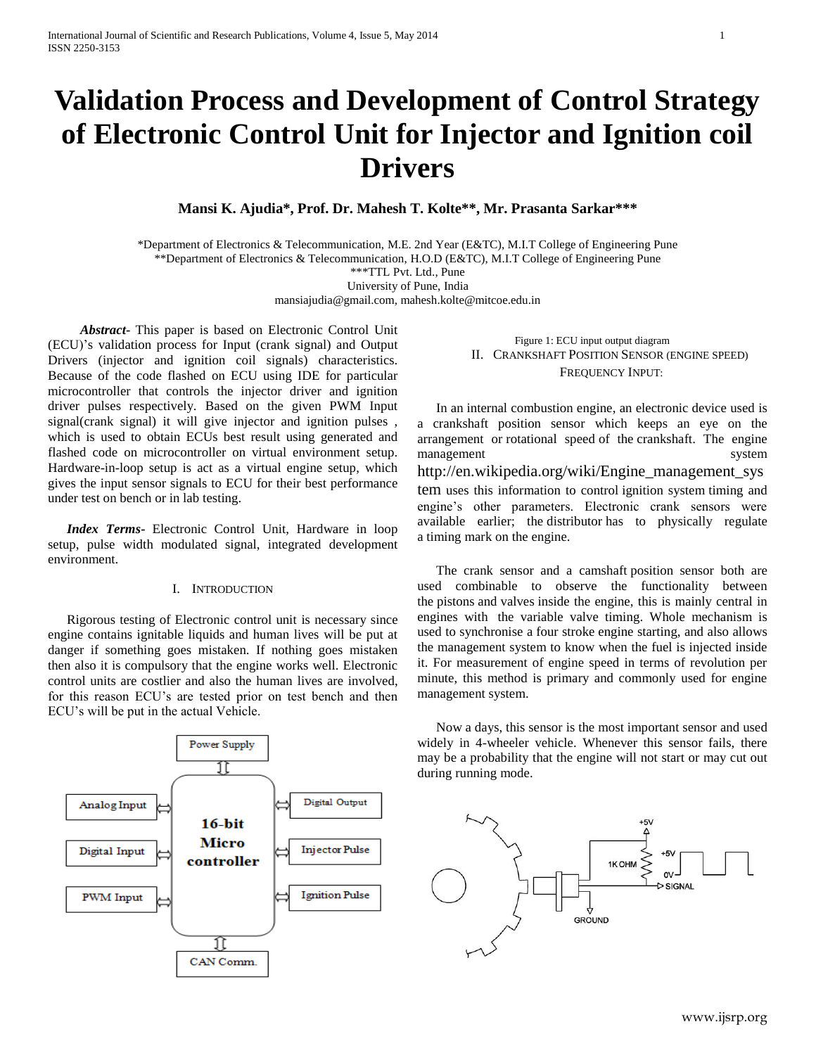# Validation Process and Development of Control Strategy of Electronic Control Unit for Injector and Ignition coil Drivers

**Mansi K. Ajudia\*, Prof. Dr. Mahesh T. Kolte\*\*, Mr. Prasanta Sarkar\*\*\***

\*Department of Electronics & Telecommunication, M.E. 2nd Year (E&TC), M.I.T College of Engineering Pune
\*\*Department of Electronics & Telecommunication, H.O.D (E&TC), M.I.T College of Engineering Pune
\*\*\*TTL Pvt. Ltd., Pune
University of Pune, India
mansiajudia@gmail.com, mahesh.kolte@mitcoe.edu.in

***Abstract-*** This paper is based on Electronic Control Unit (ECU)'s validation process for Input (crank signal) and Output Drivers (injector and ignition coil signals) characteristics. Because of the code flashed on ECU using IDE for particular microcontroller that controls the injector driver and ignition driver pulses respectively. Based on the given PWM Input signal(crank signal) it will give injector and ignition pulses , which is used to obtain ECUs best result using generated and flashed code on microcontroller on virtual environment setup. Hardware-in-loop setup is act as a virtual engine setup, which gives the input sensor signals to ECU for their best performance under test on bench or in lab testing.

***Index Terms-*** Electronic Control Unit, Hardware in loop setup, pulse width modulated signal, integrated development environment.

## I. Introduction

Rigorous testing of Electronic control unit is necessary since engine contains ignitable liquids and human lives will be put at danger if something goes mistaken. If nothing goes mistaken then also it is compulsory that the engine works well. Electronic control units are costlier and also the human lives are involved, for this reason ECU's are tested prior on test bench and then ECU's will be put in the actual Vehicle.

Figure 1: ECU input output diagram

## II. Crankshaft Position Sensor (Engine Speed) Frequency Input:

In an internal combustion engine, an electronic device used is a crankshaft position sensor which keeps an eye on the arrangement or rotational speed of the crankshaft. The engine management system http://en.wikipedia.org/wiki/Engine_management_system uses this information to control ignition system timing and engine's other parameters. Electronic crank sensors were available earlier; the distributor has to physically regulate a timing mark on the engine.

The crank sensor and a camshaft position sensor both are used combinable to observe the functionality between the pistons and valves inside the engine, this is mainly central in engines with the variable valve timing. Whole mechanism is used to synchronise a four stroke engine starting, and also allows the management system to know when the fuel is injected inside it. For measurement of engine speed in terms of revolution per minute, this method is primary and commonly used for engine management system.

Now a days, this sensor is the most important sensor and used widely in 4-wheeler vehicle. Whenever this sensor fails, there may be a probability that the engine will not start or may cut out during running mode.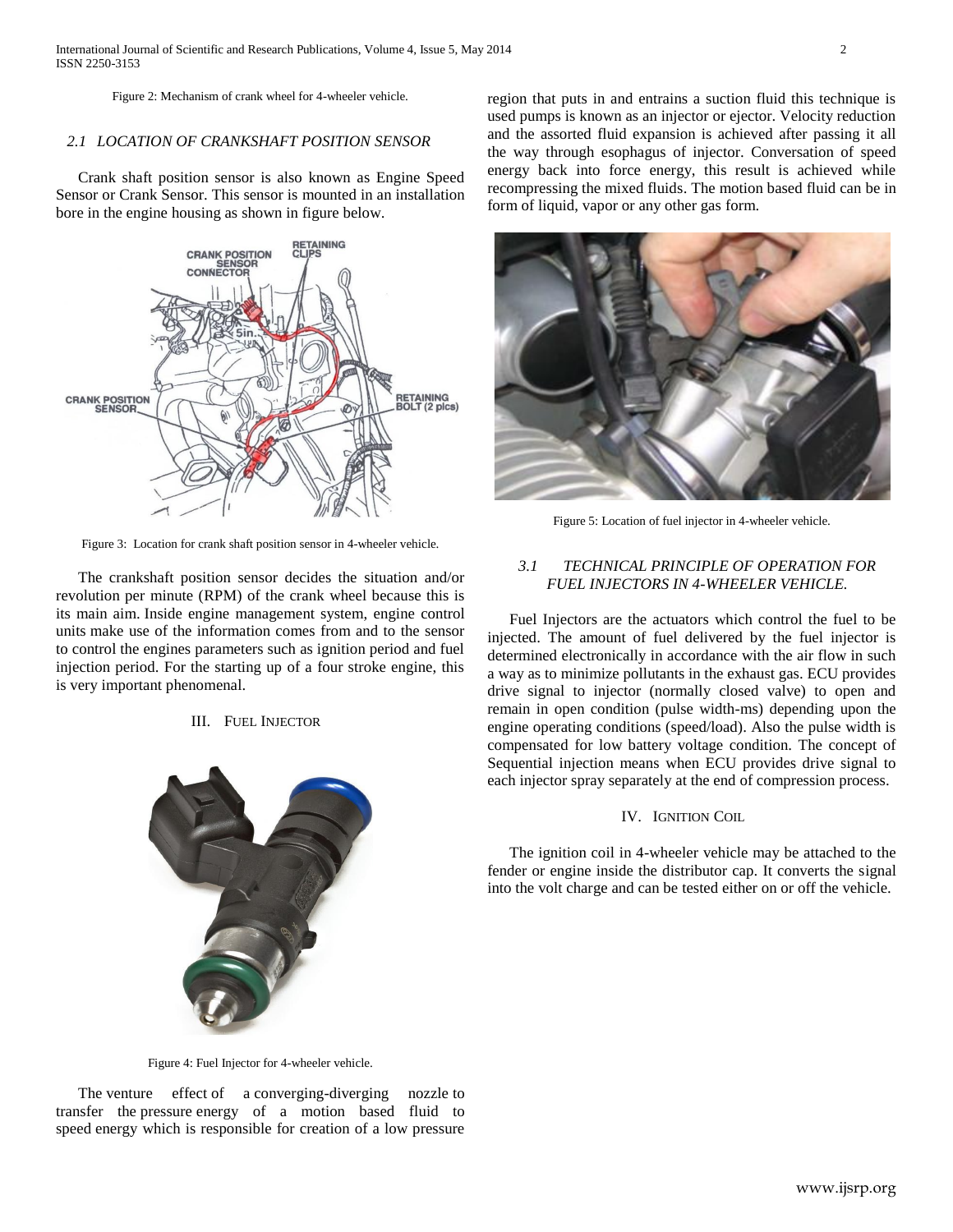Figure 2: Mechanism of crank wheel for 4-wheeler vehicle.

### 2.1 LOCATION OF CRANKSHAFT POSITION SENSOR

Crank shaft position sensor is also known as Engine Speed Sensor or Crank Sensor. This sensor is mounted in an installation bore in the engine housing as shown in figure below.

Figure 3: Location for crank shaft position sensor in 4-wheeler vehicle.

The crankshaft position sensor decides the situation and/or revolution per minute (RPM) of the crank wheel because this is its main aim. Inside engine management system, engine control units make use of the information comes from and to the sensor to control the engines parameters such as ignition period and fuel injection period. For the starting up of a four stroke engine, this is very important phenomenal.

## III. FUEL INJECTOR

Figure 4: Fuel Injector for 4-wheeler vehicle.

The venture effect of a converging-diverging nozzle to transfer the pressure energy of a motion based fluid to speed energy which is responsible for creation of a low pressure region that puts in and entrains a suction fluid this technique is used pumps is known as an injector or ejector. Velocity reduction and the assorted fluid expansion is achieved after passing it all the way through esophagus of injector. Conversation of speed energy back into force energy, this result is achieved while recompressing the mixed fluids. The motion based fluid can be in form of liquid, vapor or any other gas form.

Figure 5: Location of fuel injector in 4-wheeler vehicle.

### 3.1 TECHNICAL PRINCIPLE OF OPERATION FOR FUEL INJECTORS IN 4-WHEELER VEHICLE.

Fuel Injectors are the actuators which control the fuel to be injected. The amount of fuel delivered by the fuel injector is determined electronically in accordance with the air flow in such a way as to minimize pollutants in the exhaust gas. ECU provides drive signal to injector (normally closed valve) to open and remain in open condition (pulse width-ms) depending upon the engine operating conditions (speed/load). Also the pulse width is compensated for low battery voltage condition. The concept of Sequential injection means when ECU provides drive signal to each injector spray separately at the end of compression process.

## IV. IGNITION COIL

The ignition coil in 4-wheeler vehicle may be attached to the fender or engine inside the distributor cap. It converts the signal into the volt charge and can be tested either on or off the vehicle.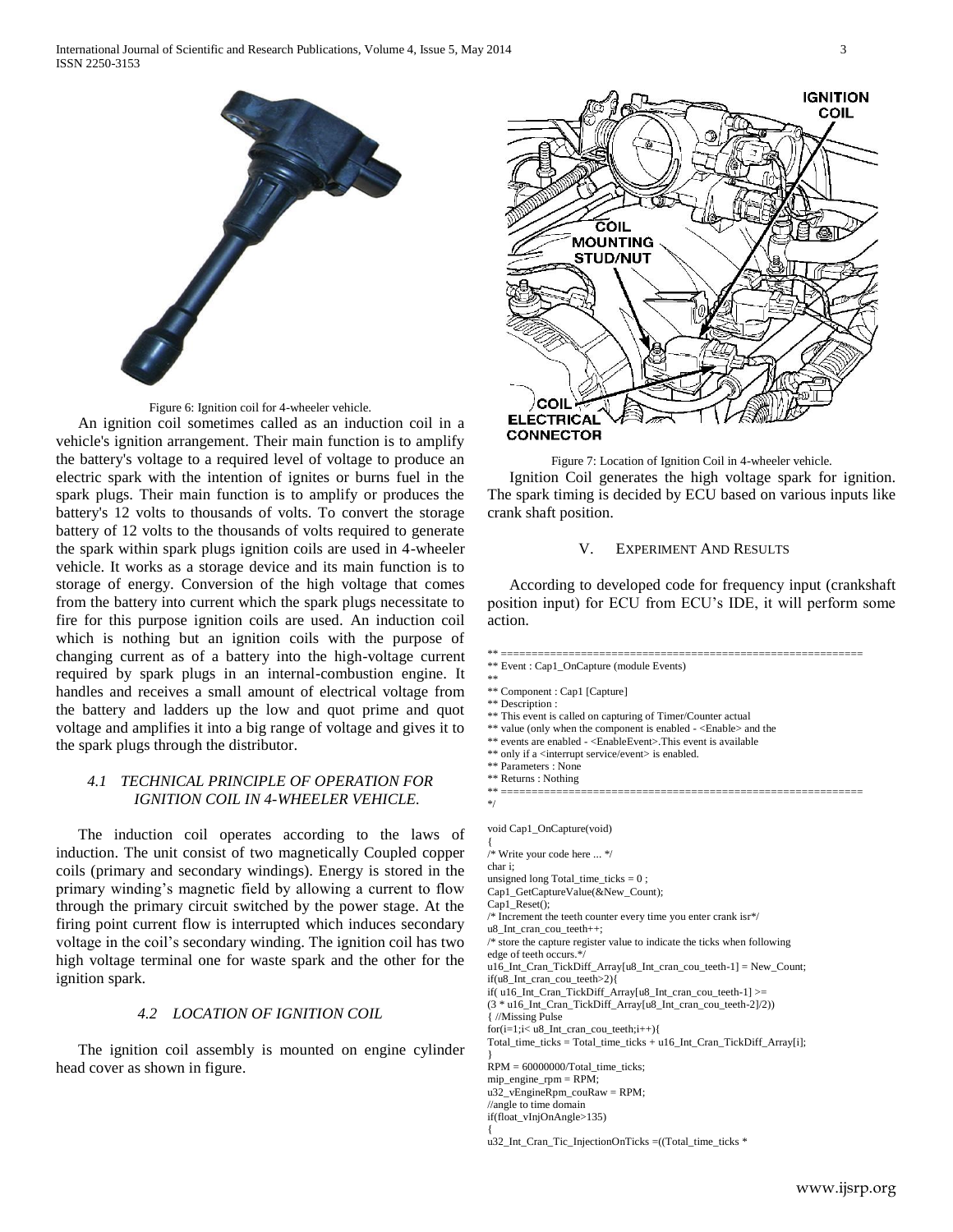Figure 6: Ignition coil for 4-wheeler vehicle.

An ignition coil sometimes called as an induction coil in a vehicle's ignition arrangement. Their main function is to amplify the battery's voltage to a required level of voltage to produce an electric spark with the intention of ignites or burns fuel in the spark plugs. Their main function is to amplify or produces the battery's 12 volts to thousands of volts. To convert the storage battery of 12 volts to the thousands of volts required to generate the spark within spark plugs ignition coils are used in 4-wheeler vehicle. It works as a storage device and its main function is to storage of energy. Conversion of the high voltage that comes from the battery into current which the spark plugs necessitate to fire for this purpose ignition coils are used. An induction coil which is nothing but an ignition coils with the purpose of changing current as of a battery into the high-voltage current required by spark plugs in an internal-combustion engine. It handles and receives a small amount of electrical voltage from the battery and ladders up the low and quot prime and quot voltage and amplifies it into a big range of voltage and gives it to the spark plugs through the distributor.

### *4.1 TECHNICAL PRINCIPLE OF OPERATION FOR IGNITION COIL IN 4-WHEELER VEHICLE.*

The induction coil operates according to the laws of induction. The unit consist of two magnetically Coupled copper coils (primary and secondary windings). Energy is stored in the primary winding's magnetic field by allowing a current to flow through the primary circuit switched by the power stage. At the firing point current flow is interrupted which induces secondary voltage in the coil's secondary winding. The ignition coil has two high voltage terminal one for waste spark and the other for the ignition spark.

### *4.2 LOCATION OF IGNITION COIL*

The ignition coil assembly is mounted on engine cylinder head cover as shown in figure.

Figure 7: Location of Ignition Coil in 4-wheeler vehicle.

Ignition Coil generates the high voltage spark for ignition. The spark timing is decided by ECU based on various inputs like crank shaft position.

## V. EXPERIMENT AND RESULTS

According to developed code for frequency input (crankshaft position input) for ECU from ECU's IDE, it will perform some action.

```
** ===========================================================
** Event : Cap1_OnCapture (module Events)
**
** Component : Cap1 [Capture]
** Description :
** This event is called on capturing of Timer/Counter actual
** value (only when the component is enabled - <Enable> and the
** events are enabled - <EnableEvent>.This event is available
** only if a <interrupt service/event> is enabled.
** Parameters : None
** Returns : Nothing
** ===========================================================
*/

void Cap1_OnCapture(void)
{
/* Write your code here ... */
char i;
unsigned long Total_time_ticks = 0 ;
Cap1_GetCaptureValue(&New_Count);
Cap1_Reset();
/* Increment the teeth counter every time you enter crank isr*/
u8_Int_cran_cou_teeth++;
/* store the capture register value to indicate the ticks when following
edge of teeth occurs.*/
u16_Int_Cran_TickDiff_Array[u8_Int_cran_cou_teeth-1] = New_Count;
if(u8_Int_cran_cou_teeth>2){
if( u16_Int_Cran_TickDiff_Array[u8_Int_cran_cou_teeth-1] >=
(3 * u16_Int_Cran_TickDiff_Array[u8_Int_cran_cou_teeth-2]/2))
{ //Missing Pulse
for(i=1;i< u8_Int_cran_cou_teeth;i++){
Total_time_ticks = Total_time_ticks + u16_Int_Cran_TickDiff_Array[i];
}
RPM = 60000000/Total_time_ticks;
mip_engine_rpm = RPM;
u32_vEngineRpm_couRaw = RPM;
//angle to time domain
if(float_vInjOnAngle>135)
{
u32_Int_Cran_Tic_InjectionOnTicks =((Total_time_ticks *
```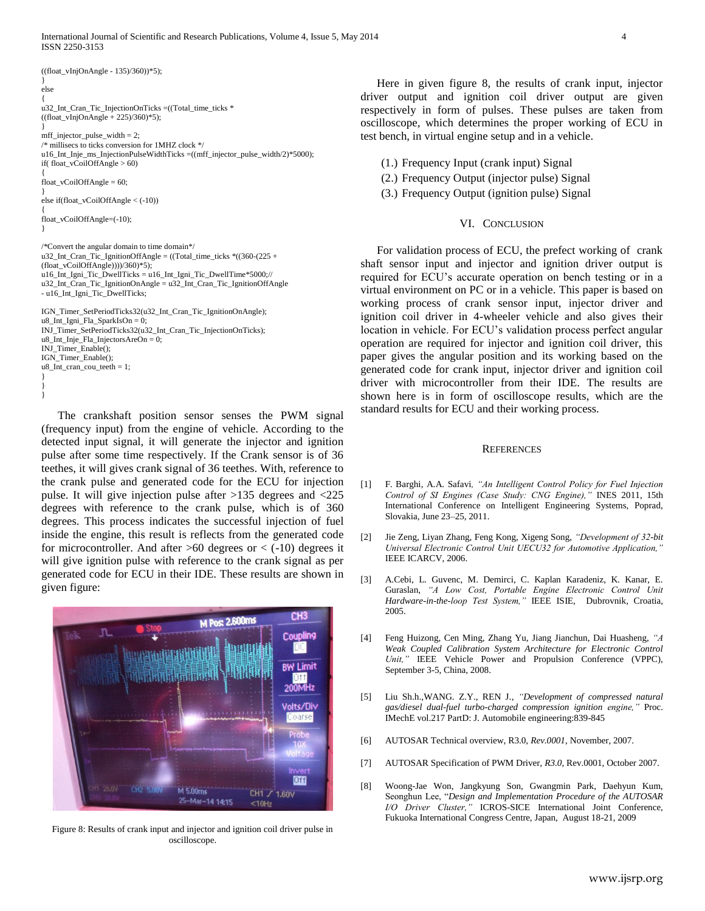```
((float_vInjOnAngle - 135)/360))*5);
}
else
{
u32_Int_Cran_Tic_InjectionOnTicks =((Total_time_ticks *
((float_vInjOnAngle + 225)/360)*5);
}
mff_injector_pulse_width = 2;
/* millisecs to ticks conversion for 1MHZ clock */
u16_Int_Inje_ms_InjectionPulseWidthTicks =((mff_injector_pulse_width/2)*5000);
if( float_vCoilOffAngle > 60)
{
float_vCoilOffAngle = 60;
}
else if(float_vCoilOffAngle < (-10))
{
float_vCoilOffAngle=(-10);
}

/*Convert the angular domain to time domain*/
u32_Int_Cran_Tic_IgnitionOffAngle = ((Total_time_ticks *((360-(225 +
(float_vCoilOffAngle))))/360)*5);
u16_Int_Igni_Tic_DwellTicks = u16_Int_Igni_Tic_DwellTime*5000;//
u32_Int_Cran_Tic_IgnitionOnAngle = u32_Int_Cran_Tic_IgnitionOffAngle
- u16_Int_Igni_Tic_DwellTicks;

IGN_Timer_SetPeriodTicks32(u32_Int_Cran_Tic_IgnitionOnAngle);
u8_Int_Igni_Fla_SparkIsOn = 0;
INJ_Timer_SetPeriodTicks32(u32_Int_Cran_Tic_InjectionOnTicks);
u8_Int_Inje_Fla_InjectorsAreOn = 0;
INJ_Timer_Enable();
IGN_Timer_Enable();
u8_Int_cran_cou_teeth = 1;
}
}
}
```

The crankshaft position sensor senses the PWM signal (frequency input) from the engine of vehicle. According to the detected input signal, it will generate the injector and ignition pulse after some time respectively. If the Crank sensor is of 36 teethes, it will gives crank signal of 36 teethes. With, reference to the crank pulse and generated code for the ECU for injection pulse. It will give injection pulse after >135 degrees and <225 degrees with reference to the crank pulse, which is of 360 degrees. This process indicates the successful injection of fuel inside the engine, this result is reflects from the generated code for microcontroller. And after >60 degrees or < (-10) degrees it will give ignition pulse with reference to the crank signal as per generated code for ECU in their IDE. These results are shown in given figure:

Figure 8: Results of crank input and injector and ignition coil driver pulse in oscilloscope.

Here in given figure 8, the results of crank input, injector driver output and ignition coil driver output are given respectively in form of pulses. These pulses are taken from oscilloscope, which determines the proper working of ECU in test bench, in virtual engine setup and in a vehicle.

(1.) Frequency Input (crank input) Signal
(2.) Frequency Output (injector pulse) Signal
(3.) Frequency Output (ignition pulse) Signal

## VI. Conclusion

For validation process of ECU, the prefect working of crank shaft sensor input and injector and ignition driver output is required for ECU's accurate operation on bench testing or in a virtual environment on PC or in a vehicle. This paper is based on working process of crank sensor input, injector driver and ignition coil driver in 4-wheeler vehicle and also gives their location in vehicle. For ECU's validation process perfect angular operation are required for injector and ignition coil driver, this paper gives the angular position and its working based on the generated code for crank input, injector driver and ignition coil driver with microcontroller from their IDE. The results are shown here is in form of oscilloscope results, which are the standard results for ECU and their working process.

## References

[1] F. Barghi, A.A. Safavi, *"An Intelligent Control Policy for Fuel Injection Control of SI Engines (Case Study: CNG Engine),"* INES 2011, 15th International Conference on Intelligent Engineering Systems, Poprad, Slovakia, June 23–25, 2011.

[2] Jie Zeng, Liyan Zhang, Feng Kong, Xigeng Song, *"Development of 32-bit Universal Electronic Control Unit UECU32 for Automotive Application,"* IEEE ICARCV, 2006.

[3] A.Cebi, L. Guvenc, M. Demirci, C. Kaplan Karadeniz, K. Kanar, E. Guraslan, *"A Low Cost, Portable Engine Electronic Control Unit Hardware-in-the-loop Test System,"* IEEE ISIE, Dubrovnik, Croatia, 2005.

[4] Feng Huizong, Cen Ming, Zhang Yu, Jiang Jianchun, Dai Huasheng, *"A Weak Coupled Calibration System Architecture for Electronic Control Unit,"* IEEE Vehicle Power and Propulsion Conference (VPPC), September 3-5, China, 2008.

[5] Liu Sh.h.,WANG. Z.Y., REN J., *"Development of compressed natural gas/diesel dual-fuel turbo-charged compression ignition engine,"* Proc. IMechE vol.217 PartD: J. Automobile engineering:839-845

[6] AUTOSAR Technical overview, R3.0, *Rev.0001*, November, 2007.

[7] AUTOSAR Specification of PWM Driver, *R3.0*, Rev.0001, October 2007.

[8] Woong-Jae Won, Jangkyung Son, Gwangmin Park, Daehyun Kum, Seonghun Lee, "*Design and Implementation Procedure of the AUTOSAR I/O Driver Cluster,"* ICROS-SICE International Joint Conference, Fukuoka International Congress Centre, Japan, August 18-21, 2009